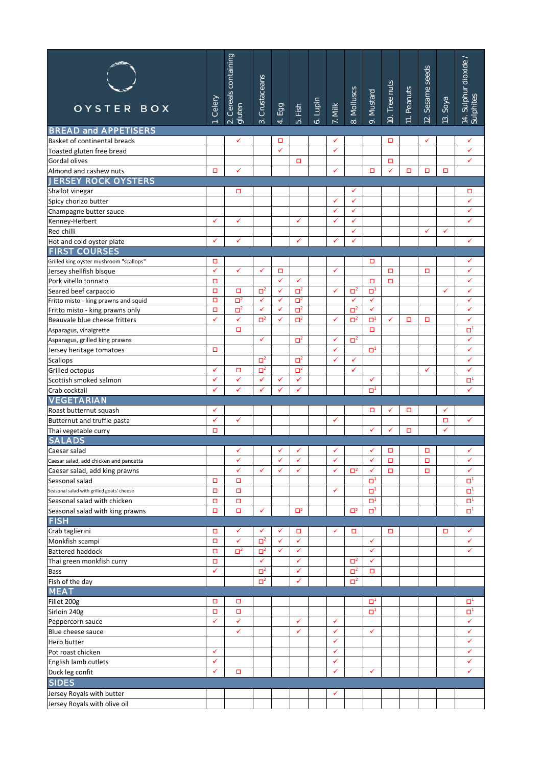| OYSTER BOX | 1. Celery | 2. Cereals containing gluten | 3. Crustaceans | 4. Egg | 5. Fish | 6. Lupin | 7. Milk | 8. Molluscs | 9. Mustard | 10. Tree nuts | 11. Peanuts | 12. Sesame seeds | 13. Soya | 14. Sulphur dioxide / Sulphites |
|---|---|---|---|---|---|---|---|---|---|---|---|---|---|---|
| **BREAD and APPETISERS** | | | | | | | | | | | | | | |
| Basket of continental breads | | ✓ | | ☐ | | | ✓ | | | ☐ | | ✓ | | ✓ |
| Toasted gluten free bread | | | | ✓ | | | ✓ | | | | | | | ✓ |
| Gordal olives | | | | | ☐ | | | | | ☐ | | | | ✓ |
| Almond and cashew nuts | ☐ | ✓ | | | | | ✓ | | ☐ | ✓ | ☐ | ☐ | ☐ | |
| **JERSEY ROCK OYSTERS** | | | | | | | | | | | | | | |
| Shallot vinegar | | ☐ | | | | | | ✓ | | | | | | ☐ |
| Spicy chorizo butter | | | | | | | ✓ | ✓ | | | | | | ✓ |
| Champagne butter sauce | | | | | | | ✓ | ✓ | | | | | | ✓ |
| Kenney-Herbert | ✓ | ✓ | | | ✓ | | ✓ | ✓ | | | | | | ✓ |
| Red chilli | | | | | | | | ✓ | | | | ✓ | ✓ | |
| Hot and cold oyster plate | ✓ | ✓ | | | ✓ | | ✓ | ✓ | | | | | | ✓ |
| **FIRST COURSES** | | | | | | | | | | | | | | |
| Grilled king oyster mushroom "scallops" | ☐ | | | | | | | | ☐ | | | | | ✓ |
| Jersey shellfish bisque | ✓ | ✓ | ✓ | ☐ | | | ✓ | | | ☐ | | ☐ | | ✓ |
| Pork vitello tonnato | ☐ | | | ✓ | ✓ | | | | ☐ | ☐ | | | | ✓ |
| Seared beef carpaccio | ☐ | ☐ | ☐[2] | ✓ | ☐[2] | | ✓ | ☐[2] | ☐[1] | | | | ✓ | ✓ |
| Fritto misto - king prawns and squid | ☐ | ☐[2] | ✓ | ✓ | ☐[2] | | | ✓ | ✓ | | | | | ✓ |
| Fritto misto - king prawns only | ☐ | ☐[2] | ✓ | ✓ | ☐[2] | | | ☐[2] | ✓ | | | | | ✓ |
| Beauvale blue cheese fritters | ✓ | ✓ | ☐[2] | ✓ | ☐[2] | | ✓ | ☐[2] | ☐[1] | ✓ | ☐ | ☐ | | ✓ |
| Asparagus, vinaigrette | | ☐ | | | | | | | ☐ | | | | | ☐[1] |
| Asparagus, grilled king prawns | | | ✓ | | ☐[2] | | ✓ | ☐[2] | | | | | | ✓ |
| Jersey heritage tomatoes | ☐ | | | | | | ✓ | | ☐[1] | | | | | ✓ |
| Scallops | | | ☐[2] | | ☐[2] | | ✓ | ✓ | | | | | | ✓ |
| Grilled octopus | ✓ | ☐ | ☐[2] | | ☐[2] | | | ✓ | | | | ✓ | | ✓ |
| Scottish smoked salmon | ✓ | ✓ | ✓ | ✓ | ✓ | | | | ✓ | | | | | ☐[1] |
| Crab cocktail | ✓ | ✓ | ✓ | ✓ | ✓ | | | | ☐[1] | | | | | ✓ |
| **VEGETARIAN** | | | | | | | | | | | | | | |
| Roast butternut squash | ✓ | | | | | | | | ☐ | ✓ | ☐ | | ✓ | |
| Butternut and truffle pasta | ✓ | ✓ | | | | | ✓ | | | | | | ☐ | ✓ |
| Thai vegetable curry | ☐ | | | | | | | | ✓ | ✓ | ☐ | | ✓ | |
| **SALADS** | | | | | | | | | | | | | | |
| Caesar salad | | ✓ | | ✓ | ✓ | | ✓ | | ✓ | ☐ | | ☐ | | ✓ |
| Caesar salad, add chicken and pancetta | | ✓ | | ✓ | ✓ | | ✓ | | ✓ | ☐ | | ☐ | | ✓ |
| Caesar salad, add king prawns | | ✓ | ✓ | ✓ | ✓ | | ✓ | ☐[2] | ✓ | ☐ | | ☐ | | ✓ |
| Seasonal salad | ☐ | ☐ | | | | | | | ☐[1] | | | | | ☐[1] |
| Seasonal salad with grilled goats' cheese | ☐ | ☐ | | | | | ✓ | | ☐[1] | | | | | ☐[1] |
| Seasonal salad with chicken | ☐ | ☐ | | | | | | | ☐[1] | | | | | ☐[1] |
| Seasonal salad with king prawns | ☐ | ☐ | ✓ | | ☐[2] | | | ☐[2] | ☐[1] | | | | | ☐[1] |
| **FISH** | | | | | | | | | | | | | | |
| Crab taglierini | ☐ | ✓ | ✓ | ✓ | ☐ | | ✓ | ☐ | | ☐ | | | ☐ | ✓ |
| Monkfish scampi | ☐ | ✓ | ☐[2] | ✓ | ✓ | | | | ✓ | | | | | ✓ |
| Battered haddock | ☐ | ☐[2] | ☐[2] | ✓ | ✓ | | | | ✓ | | | | | ✓ |
| Thai green monkfish curry | ☐ | | ✓ | | ✓ | | | ☐[2] | ✓ | | | | | |
| Bass | ✓ | | ☐[2] | | ✓ | | | ☐[2] | ☐ | | | | | |
| Fish of the day | | | ☐[2] | | ✓ | | | ☐[2] | | | | | | |
| **MEAT** | | | | | | | | | | | | | | |
| Fillet 200g | ☐ | ☐ | | | | | | | ☐[1] | | | | | ☐[1] |
| Sirloin 240g | ☐ | ☐ | | | | | | | ☐[1] | | | | | ☐[1] |
| Peppercorn sauce | ✓ | ✓ | | | ✓ | | ✓ | | | | | | | ✓ |
| Blue cheese sauce | | ✓ | | | ✓ | | ✓ | | ✓ | | | | | ✓ |
| Herb butter | | | | | | | ✓ | | | | | | | ✓ |
| Pot roast chicken | ✓ | | | | | | ✓ | | | | | | | ✓ |
| English lamb cutlets | ✓ | | | | | | ✓ | | | | | | | ✓ |
| Duck leg confit | ✓ | ☐ | | | | | ✓ | | ✓ | | | | | ✓ |
| **SIDES** | | | | | | | | | | | | | | |
| Jersey Royals with butter | | | | | | | ✓ | | | | | | | |
| Jersey Royals with olive oil | | | | | | | | | | | | | | |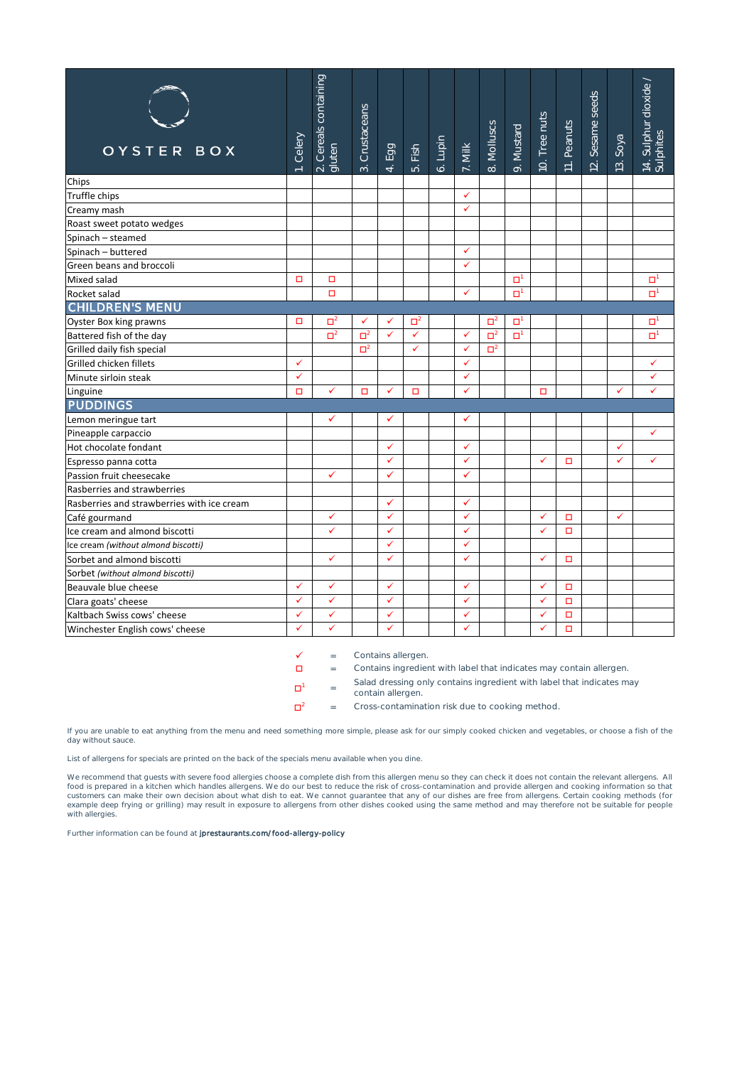| OYSTER BOX | 1. Celery | 2. Cereals containing gluten | 3. Crustaceans | 4. Egg | 5. Fish | 6. Lupin | 7. Milk | 8. Molluscs | 9. Mustard | 10. Tree nuts | 11. Peanuts | 12. Sesame seeds | 13. Soya | 14. Sulphur dioxide / Sulphites |
|---|---|---|---|---|---|---|---|---|---|---|---|---|---|---|
| Chips | | | | | | | | | | | | | | |
| Truffle chips | | | | | | | ✓ | | | | | | | |
| Creamy mash | | | | | | | ✓ | | | | | | | |
| Roast sweet potato wedges | | | | | | | | | | | | | | |
| Spinach – steamed | | | | | | | | | | | | | | |
| Spinach – buttered | | | | | | | ✓ | | | | | | | |
| Green beans and broccoli | | | | | | | ✓ | | | | | | | |
| Mixed salad | □ | □ | | | | | | | □[1] | | | | | □[1] |
| Rocket salad | | □ | | | | | ✓ | | □[1] | | | | | □[1] |
| **CHILDREN'S MENU** | | | | | | | | | | | | | | |
| Oyster Box king prawns | □ | □[2] | ✓ | ✓ | □[2] | | | □[2] | □[1] | | | | | □[1] |
| Battered fish of the day | | □[2] | □[2] | ✓ | ✓ | | ✓ | □[2] | □[1] | | | | | □[1] |
| Grilled daily fish special | | | □[2] | | ✓ | | ✓ | □[2] | | | | | | |
| Grilled chicken fillets | ✓ | | | | | | ✓ | | | | | | | ✓ |
| Minute sirloin steak | ✓ | | | | | | ✓ | | | | | | | ✓ |
| Linguine | □ | ✓ | □ | ✓ | □ | | ✓ | | | □ | | | ✓ | ✓ |
| **PUDDINGS** | | | | | | | | | | | | | | |
| Lemon meringue tart | | ✓ | | ✓ | | | ✓ | | | | | | | |
| Pineapple carpaccio | | | | | | | | | | | | | | ✓ |
| Hot chocolate fondant | | | | ✓ | | | ✓ | | | | | | ✓ | |
| Espresso panna cotta | | | | ✓ | | | ✓ | | | ✓ | □ | | ✓ | ✓ |
| Passion fruit cheesecake | | ✓ | | ✓ | | | ✓ | | | | | | | |
| Rasberries and strawberries | | | | | | | | | | | | | | |
| Rasberries and strawberries with ice cream | | | | ✓ | | | ✓ | | | | | | | |
| Café gourmand | | ✓ | | ✓ | | | ✓ | | | ✓ | □ | | ✓ | |
| Ice cream and almond biscotti | | ✓ | | ✓ | | | ✓ | | | ✓ | □ | | | |
| Ice cream *(without almond biscotti)* | | | | ✓ | | | ✓ | | | | | | | |
| Sorbet and almond biscotti | | ✓ | | ✓ | | | ✓ | | | ✓ | □ | | | |
| Sorbet *(without almond biscotti)* | | | | | | | | | | | | | | |
| Beauvale blue cheese | ✓ | ✓ | | ✓ | | | ✓ | | | ✓ | □ | | | |
| Clara goats' cheese | ✓ | ✓ | | ✓ | | | ✓ | | | ✓ | □ | | | |
| Kaltbach Swiss cows' cheese | ✓ | ✓ | | ✓ | | | ✓ | | | ✓ | □ | | | |
| Winchester English cows' cheese | ✓ | ✓ | | ✓ | | | ✓ | | | ✓ | □ | | | |

✓ = Contains allergen.

□ = Contains ingredient with label that indicates may contain allergen.

□[1] = Salad dressing only contains ingredient with label that indicates may contain allergen.

□[2] = Cross-contamination risk due to cooking method.

If you are unable to eat anything from the menu and need something more simple, please ask for our simply cooked chicken and vegetables, or choose a fish of the day without sauce.

List of allergens for specials are printed on the back of the specials menu available when you dine.

We recommend that guests with severe food allergies choose a complete dish from this allergen menu so they can check it does not contain the relevant allergens. All food is prepared in a kitchen which handles allergens. We do our best to reduce the risk of cross-contamination and provide allergen and cooking information so that customers can make their own decision about what dish to eat. We cannot guarantee that any of our dishes are free from allergens. Certain cooking methods (for example deep frying or grilling) may result in exposure to allergens from other dishes cooked using the same method and may therefore not be suitable for people with allergies.

Further information can be found at **jprestaurants.com/food-allergy-policy**